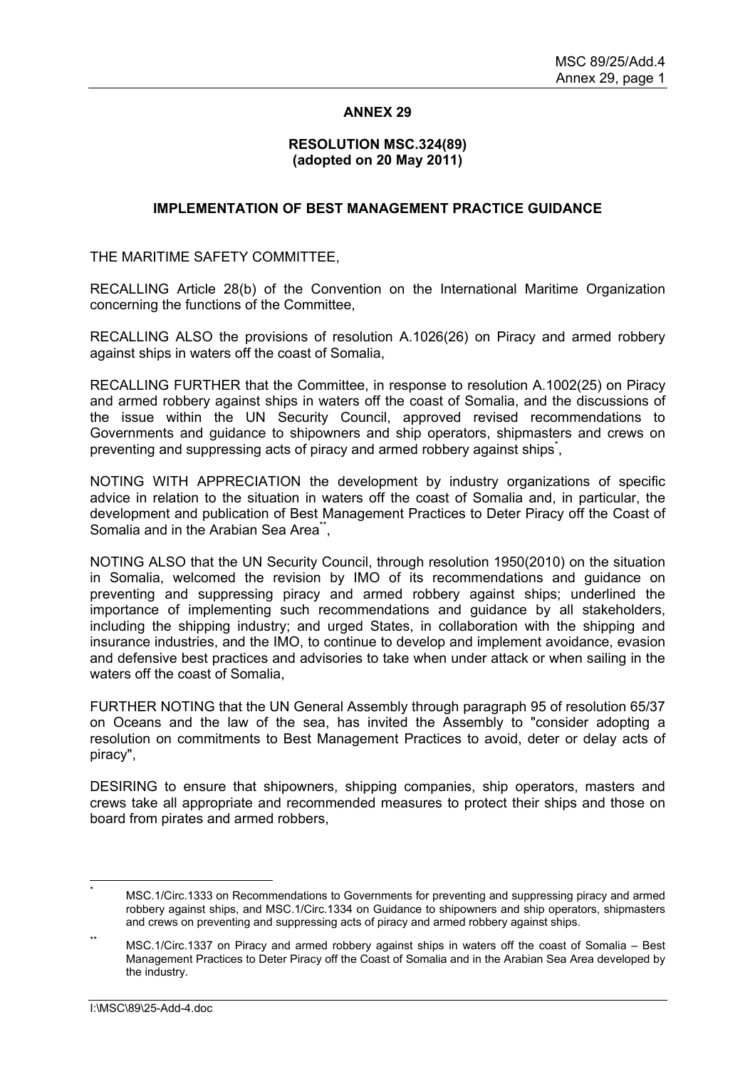# ANNEX 29

## RESOLUTION MSC.324(89)
## (adopted on 20 May 2011)

## IMPLEMENTATION OF BEST MANAGEMENT PRACTICE GUIDANCE

THE MARITIME SAFETY COMMITTEE,

RECALLING Article 28(b) of the Convention on the International Maritime Organization concerning the functions of the Committee,

RECALLING ALSO the provisions of resolution A.1026(26) on Piracy and armed robbery against ships in waters off the coast of Somalia,

RECALLING FURTHER that the Committee, in response to resolution A.1002(25) on Piracy and armed robbery against ships in waters off the coast of Somalia, and the discussions of the issue within the UN Security Council, approved revised recommendations to Governments and guidance to shipowners and ship operators, shipmasters and crews on preventing and suppressing acts of piracy and armed robbery against ships*,

NOTING WITH APPRECIATION the development by industry organizations of specific advice in relation to the situation in waters off the coast of Somalia and, in particular, the development and publication of Best Management Practices to Deter Piracy off the Coast of Somalia and in the Arabian Sea Area**,

NOTING ALSO that the UN Security Council, through resolution 1950(2010) on the situation in Somalia, welcomed the revision by IMO of its recommendations and guidance on preventing and suppressing piracy and armed robbery against ships; underlined the importance of implementing such recommendations and guidance by all stakeholders, including the shipping industry; and urged States, in collaboration with the shipping and insurance industries, and the IMO, to continue to develop and implement avoidance, evasion and defensive best practices and advisories to take when under attack or when sailing in the waters off the coast of Somalia,

FURTHER NOTING that the UN General Assembly through paragraph 95 of resolution 65/37 on Oceans and the law of the sea, has invited the Assembly to "consider adopting a resolution on commitments to Best Management Practices to avoid, deter or delay acts of piracy",

DESIRING to ensure that shipowners, shipping companies, ship operators, masters and crews take all appropriate and recommended measures to protect their ships and those on board from pirates and armed robbers,

---

* MSC.1/Circ.1333 on Recommendations to Governments for preventing and suppressing piracy and armed robbery against ships, and MSC.1/Circ.1334 on Guidance to shipowners and ship operators, shipmasters and crews on preventing and suppressing acts of piracy and armed robbery against ships.

** MSC.1/Circ.1337 on Piracy and armed robbery against ships in waters off the coast of Somalia – Best Management Practices to Deter Piracy off the Coast of Somalia and in the Arabian Sea Area developed by the industry.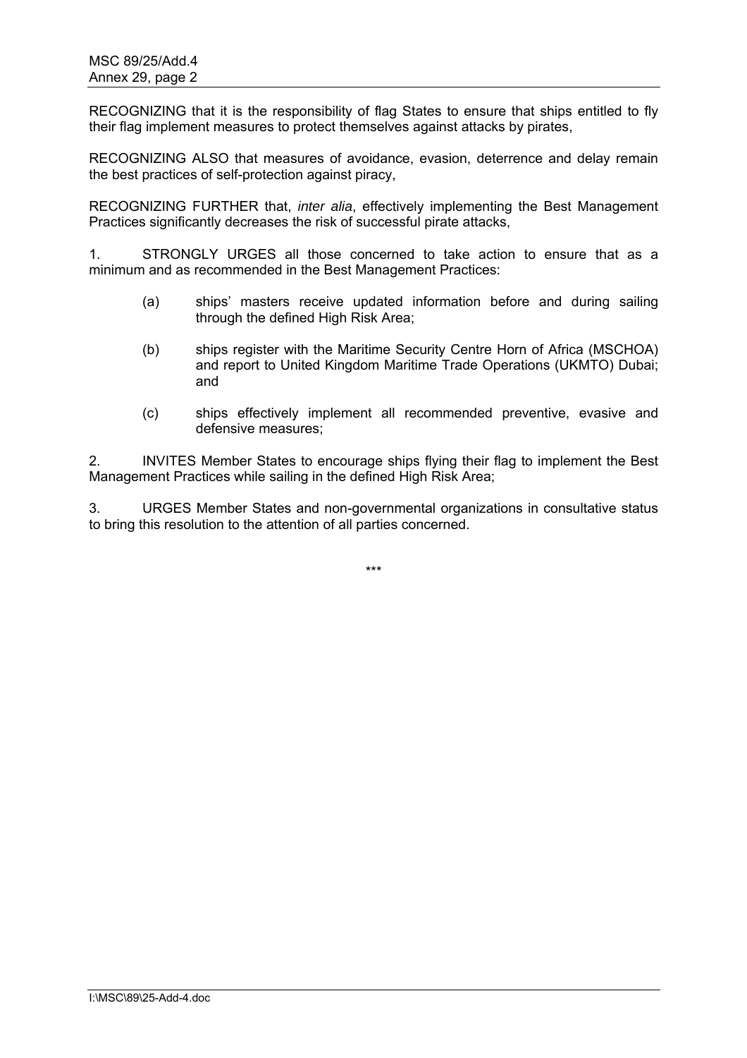RECOGNIZING that it is the responsibility of flag States to ensure that ships entitled to fly their flag implement measures to protect themselves against attacks by pirates,

RECOGNIZING ALSO that measures of avoidance, evasion, deterrence and delay remain the best practices of self-protection against piracy,

RECOGNIZING FURTHER that, *inter alia*, effectively implementing the Best Management Practices significantly decreases the risk of successful pirate attacks,

1. STRONGLY URGES all those concerned to take action to ensure that as a minimum and as recommended in the Best Management Practices:

   (a) ships' masters receive updated information before and during sailing through the defined High Risk Area;

   (b) ships register with the Maritime Security Centre Horn of Africa (MSCHOA) and report to United Kingdom Maritime Trade Operations (UKMTO) Dubai; and

   (c) ships effectively implement all recommended preventive, evasive and defensive measures;

2. INVITES Member States to encourage ships flying their flag to implement the Best Management Practices while sailing in the defined High Risk Area;

3. URGES Member States and non-governmental organizations in consultative status to bring this resolution to the attention of all parties concerned.

***